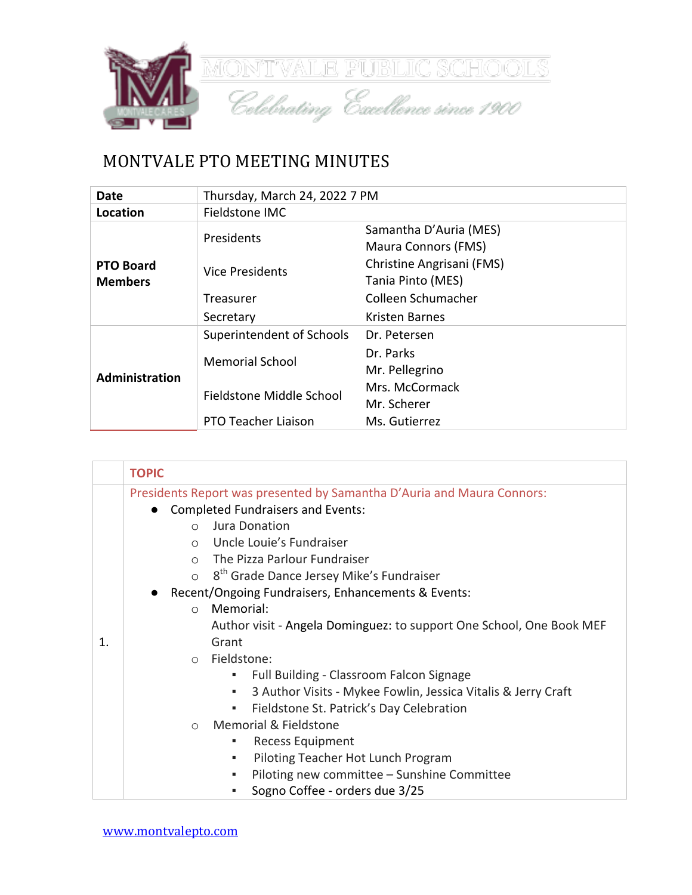MONTVALE PUBLIC SCHOOLS

*Celebrating Excellence since 1900*

# MONTVALE PTO MEETING MINUTES

| **Date** | Thursday, March 24, 2022 7 PM | |
|---|---|---|
| **Location** | Fieldstone IMC | |
| **PTO Board Members** | Presidents | Samantha D'Auria (MES)<br>Maura Connors (FMS) |
| | Vice Presidents | Christine Angrisani (FMS)<br>Tania Pinto (MES) |
| | Treasurer | Colleen Schumacher |
| | Secretary | Kristen Barnes |
| **Administration** | Superintendent of Schools | Dr. Petersen |
| | Memorial School | Dr. Parks<br>Mr. Pellegrino |
| | Fieldstone Middle School | Mrs. McCormack<br>Mr. Scherer |
| | PTO Teacher Liaison | Ms. Gutierrez |

| | **TOPIC** |
|---|---|
| 1. | Presidents Report was presented by Samantha D'Auria and Maura Connors: |

- Completed Fundraisers and Events:
  - Jura Donation
  - Uncle Louie's Fundraiser
  - The Pizza Parlour Fundraiser
  - 8th Grade Dance Jersey Mike's Fundraiser
- Recent/Ongoing Fundraisers, Enhancements & Events:
  - Memorial:
    Author visit - Angela Dominguez: to support One School, One Book MEF Grant
  - Fieldstone:
    - Full Building - Classroom Falcon Signage
    - 3 Author Visits - Mykee Fowlin, Jessica Vitalis & Jerry Craft
    - Fieldstone St. Patrick's Day Celebration
  - Memorial & Fieldstone
    - Recess Equipment
    - Piloting Teacher Hot Lunch Program
    - Piloting new committee – Sunshine Committee
    - Sogno Coffee - orders due 3/25

www.montvalepto.com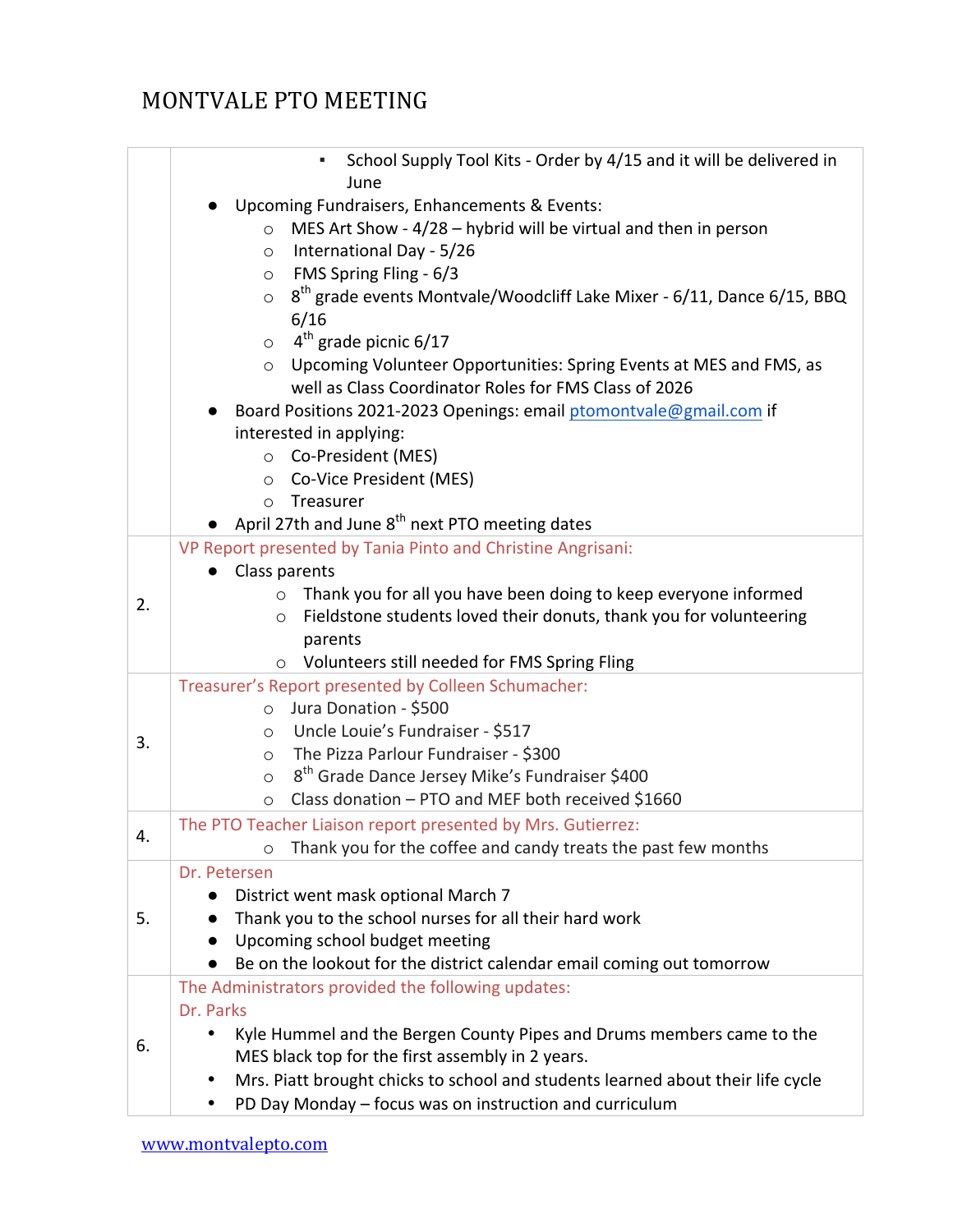# MONTVALE PTO MEETING

| | |
|---|---|
| | ▪ School Supply Tool Kits - Order by 4/15 and it will be delivered in June<br>● Upcoming Fundraisers, Enhancements & Events:<br>○ MES Art Show - 4/28 – hybrid will be virtual and then in person<br>○ International Day - 5/26<br>○ FMS Spring Fling - 6/3<br>○ 8th grade events Montvale/Woodcliff Lake Mixer - 6/11, Dance 6/15, BBQ 6/16<br>○ 4th grade picnic 6/17<br>○ Upcoming Volunteer Opportunities: Spring Events at MES and FMS, as well as Class Coordinator Roles for FMS Class of 2026<br>● Board Positions 2021-2023 Openings: email ptomontvale@gmail.com if interested in applying:<br>○ Co-President (MES)<br>○ Co-Vice President (MES)<br>○ Treasurer<br>● April 27th and June 8th next PTO meeting dates |
| 2. | VP Report presented by Tania Pinto and Christine Angrisani:<br>● Class parents<br>○ Thank you for all you have been doing to keep everyone informed<br>○ Fieldstone students loved their donuts, thank you for volunteering parents<br>○ Volunteers still needed for FMS Spring Fling |
| 3. | Treasurer's Report presented by Colleen Schumacher:<br>○ Jura Donation - $500<br>○ Uncle Louie's Fundraiser - $517<br>○ The Pizza Parlour Fundraiser - $300<br>○ 8th Grade Dance Jersey Mike's Fundraiser $400<br>○ Class donation – PTO and MEF both received $1660 |
| 4. | The PTO Teacher Liaison report presented by Mrs. Gutierrez:<br>○ Thank you for the coffee and candy treats the past few months |
| 5. | Dr. Petersen<br>● District went mask optional March 7<br>● Thank you to the school nurses for all their hard work<br>● Upcoming school budget meeting<br>● Be on the lookout for the district calendar email coming out tomorrow |
| 6. | The Administrators provided the following updates:<br>Dr. Parks<br>• Kyle Hummel and the Bergen County Pipes and Drums members came to the MES black top for the first assembly in 2 years.<br>• Mrs. Piatt brought chicks to school and students learned about their life cycle<br>• PD Day Monday – focus was on instruction and curriculum |

www.montvalepto.com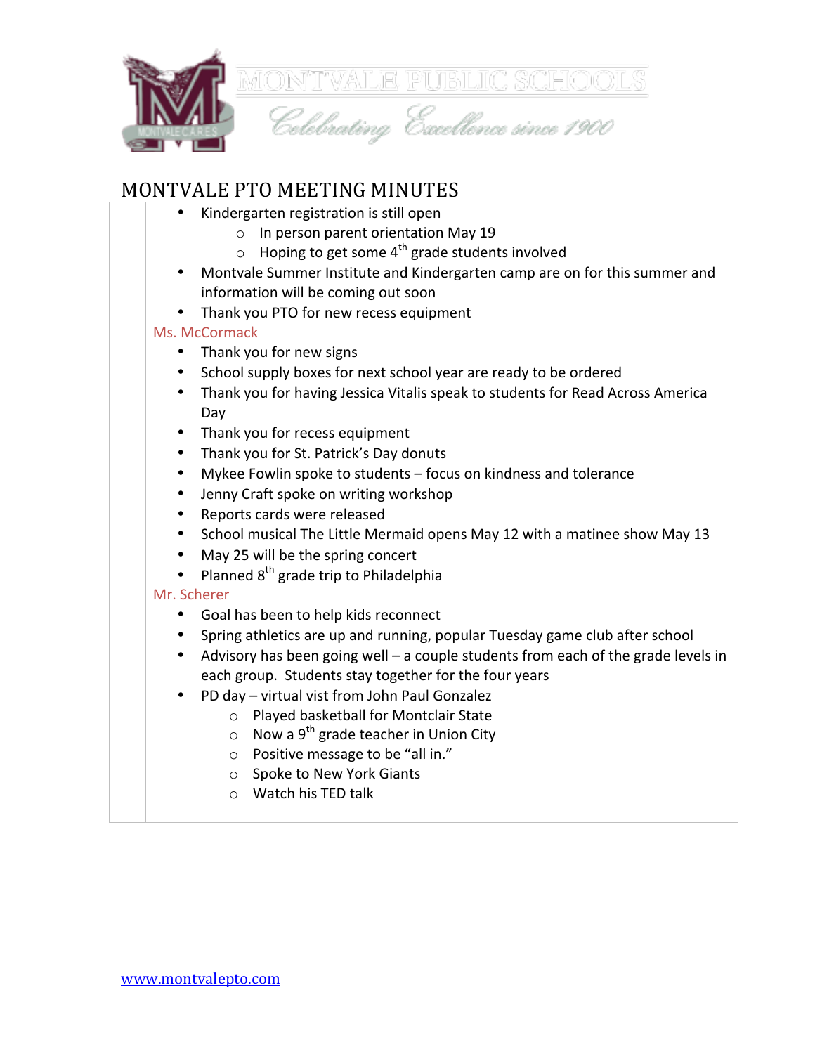# MONTVALE PTO MEETING MINUTES

- Kindergarten registration is still open
  - In person parent orientation May 19
  - Hoping to get some 4th grade students involved
- Montvale Summer Institute and Kindergarten camp are on for this summer and information will be coming out soon
- Thank you PTO for new recess equipment

Ms. McCormack

- Thank you for new signs
- School supply boxes for next school year are ready to be ordered
- Thank you for having Jessica Vitalis speak to students for Read Across America Day
- Thank you for recess equipment
- Thank you for St. Patrick's Day donuts
- Mykee Fowlin spoke to students – focus on kindness and tolerance
- Jenny Craft spoke on writing workshop
- Reports cards were released
- School musical The Little Mermaid opens May 12 with a matinee show May 13
- May 25 will be the spring concert
- Planned 8th grade trip to Philadelphia

Mr. Scherer

- Goal has been to help kids reconnect
- Spring athletics are up and running, popular Tuesday game club after school
- Advisory has been going well – a couple students from each of the grade levels in each group. Students stay together for the four years
- PD day – virtual vist from John Paul Gonzalez
  - Played basketball for Montclair State
  - Now a 9th grade teacher in Union City
  - Positive message to be "all in."
  - Spoke to New York Giants
  - Watch his TED talk

www.montvalepto.com